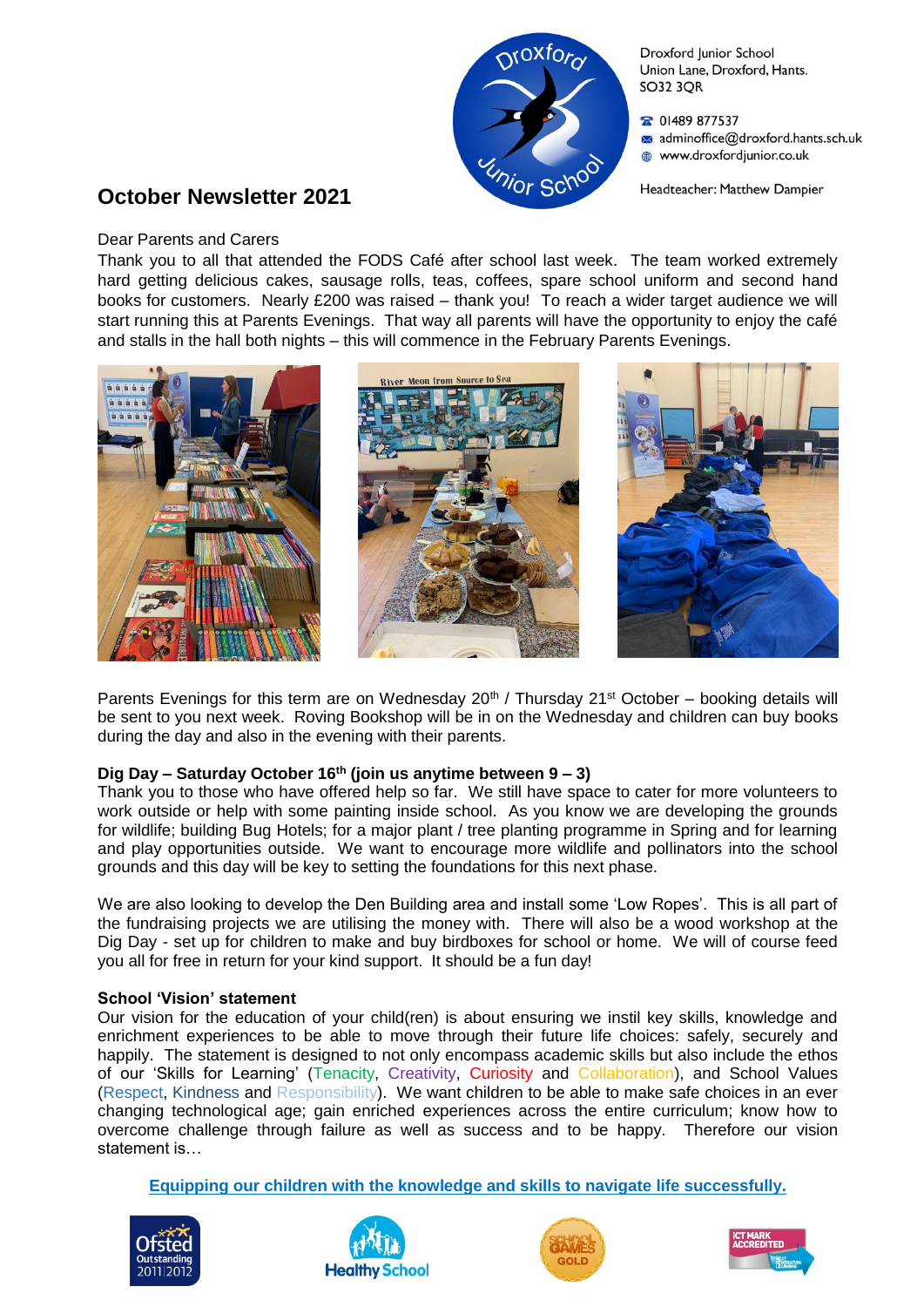Droxford Junior School
Union Lane, Droxford, Hants.
SO32 3QR

01489 877537
adminoffice@droxford.hants.sch.uk
www.droxfordjunior.co.uk

Headteacher: Matthew Dampier

# October Newsletter 2021

Dear Parents and Carers

Thank you to all that attended the FODS Café after school last week. The team worked extremely hard getting delicious cakes, sausage rolls, teas, coffees, spare school uniform and second hand books for customers. Nearly £200 was raised – thank you! To reach a wider target audience we will start running this at Parents Evenings. That way all parents will have the opportunity to enjoy the café and stalls in the hall both nights – this will commence in the February Parents Evenings.

Parents Evenings for this term are on Wednesday 20th / Thursday 21st October – booking details will be sent to you next week. Roving Bookshop will be in on the Wednesday and children can buy books during the day and also in the evening with their parents.

**Dig Day – Saturday October 16th (join us anytime between 9 – 3)**

Thank you to those who have offered help so far. We still have space to cater for more volunteers to work outside or help with some painting inside school. As you know we are developing the grounds for wildlife; building Bug Hotels; for a major plant / tree planting programme in Spring and for learning and play opportunities outside. We want to encourage more wildlife and pollinators into the school grounds and this day will be key to setting the foundations for this next phase.

We are also looking to develop the Den Building area and install some 'Low Ropes'. This is all part of the fundraising projects we are utilising the money with. There will also be a wood workshop at the Dig Day - set up for children to make and buy birdboxes for school or home. We will of course feed you all for free in return for your kind support. It should be a fun day!

**School 'Vision' statement**

Our vision for the education of your child(ren) is about ensuring we instil key skills, knowledge and enrichment experiences to be able to move through their future life choices: safely, securely and happily. The statement is designed to not only encompass academic skills but also include the ethos of our 'Skills for Learning' (Tenacity, Creativity, Curiosity and Collaboration), and School Values (Respect, Kindness and Responsibility). We want children to be able to make safe choices in an ever changing technological age; gain enriched experiences across the entire curriculum; know how to overcome challenge through failure as well as success and to be happy. Therefore our vision statement is…

**Equipping our children with the knowledge and skills to navigate life successfully.**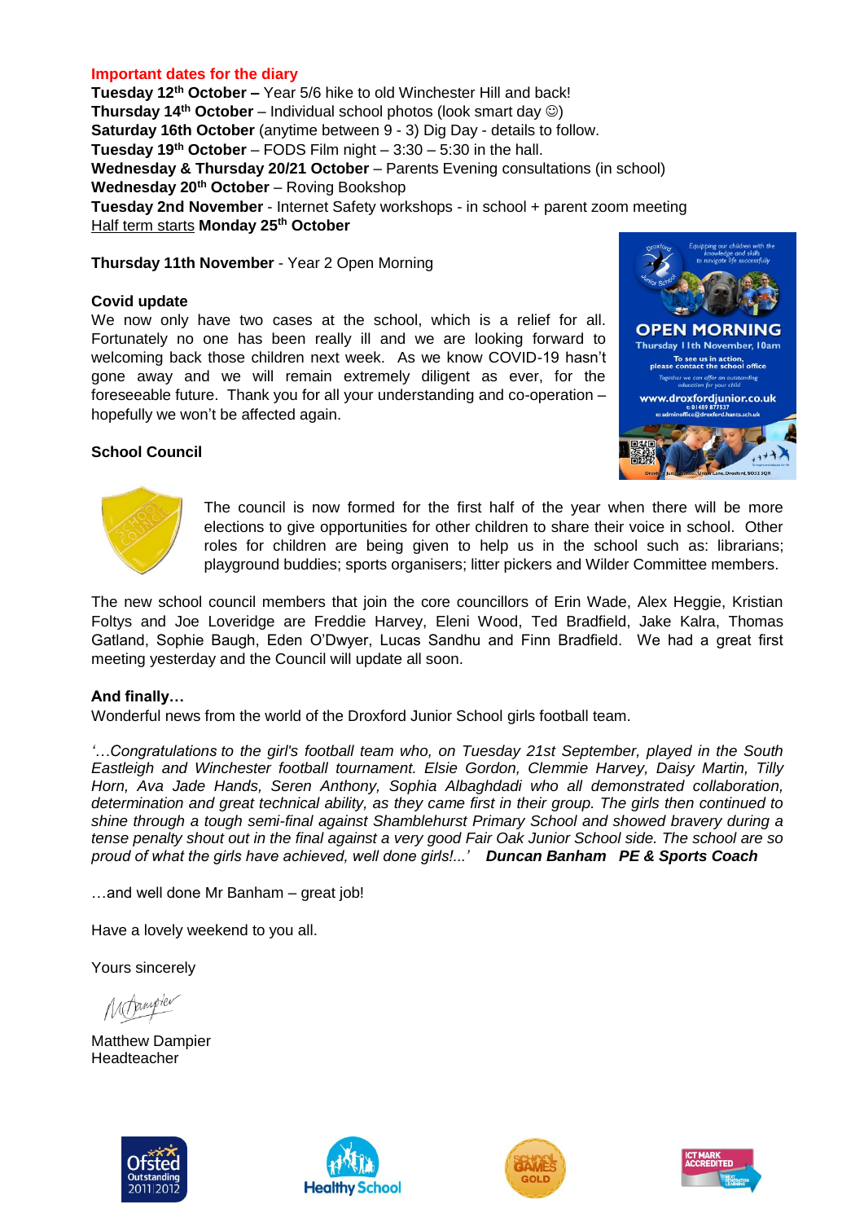**Important dates for the diary**

**Tuesday 12th October –** Year 5/6 hike to old Winchester Hill and back!
**Thursday 14th October** – Individual school photos (look smart day ☺)
**Saturday 16th October** (anytime between 9 - 3) Dig Day - details to follow.
**Tuesday 19th October** – FODS Film night – 3:30 – 5:30 in the hall.
**Wednesday & Thursday 20/21 October** – Parents Evening consultations (in school)
**Wednesday 20th October** – Roving Bookshop
**Tuesday 2nd November** - Internet Safety workshops - in school + parent zoom meeting
Half term starts **Monday 25th October**

**Thursday 11th November** - Year 2 Open Morning

**Covid update**

We now only have two cases at the school, which is a relief for all. Fortunately no one has been really ill and we are looking forward to welcoming back those children next week. As we know COVID-19 hasn't gone away and we will remain extremely diligent as ever, for the foreseeable future. Thank you for all your understanding and co-operation – hopefully we won't be affected again.

**School Council**

The council is now formed for the first half of the year when there will be more elections to give opportunities for other children to share their voice in school. Other roles for children are being given to help us in the school such as: librarians; playground buddies; sports organisers; litter pickers and Wilder Committee members.

The new school council members that join the core councillors of Erin Wade, Alex Heggie, Kristian Foltys and Joe Loveridge are Freddie Harvey, Eleni Wood, Ted Bradfield, Jake Kalra, Thomas Gatland, Sophie Baugh, Eden O'Dwyer, Lucas Sandhu and Finn Bradfield. We had a great first meeting yesterday and the Council will update all soon.

**And finally…**

Wonderful news from the world of the Droxford Junior School girls football team.

*'…Congratulations to the girl's football team who, on Tuesday 21st September, played in the South Eastleigh and Winchester football tournament. Elsie Gordon, Clemmie Harvey, Daisy Martin, Tilly Horn, Ava Jade Hands, Seren Anthony, Sophia Albaghdadi who all demonstrated collaboration, determination and great technical ability, as they came first in their group. The girls then continued to shine through a tough semi-final against Shamblehurst Primary School and showed bravery during a tense penalty shout out in the final against a very good Fair Oak Junior School side. The school are so proud of what the girls have achieved, well done girls!...'* ***Duncan Banham PE & Sports Coach***

…and well done Mr Banham – great job!

Have a lovely weekend to you all.

Yours sincerely

Matthew Dampier
Headteacher